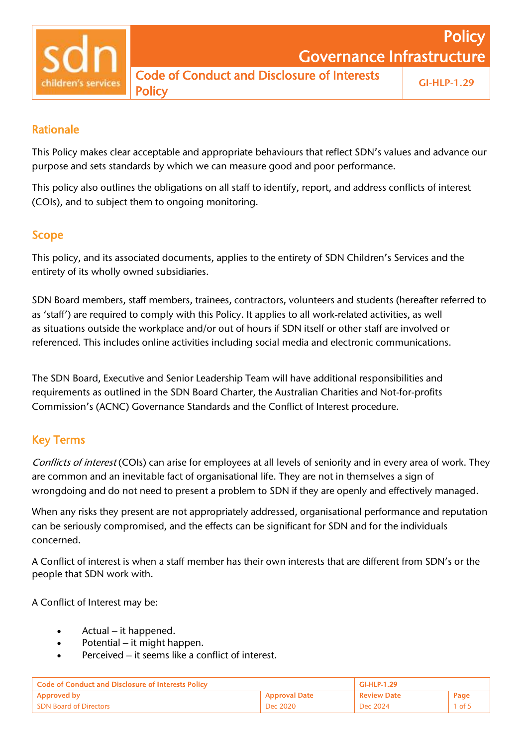# Policy Governance Infrastructure

## Code of Conduct and Disclosure of Interests Policy

GI-HLP-1.29

## Rationale

This Policy makes clear acceptable and appropriate behaviours that reflect SDN's values and advance our purpose and sets standards by which we can measure good and poor performance.

This policy also outlines the obligations on all staff to identify, report, and address conflicts of interest (COIs), and to subject them to ongoing monitoring.

## Scope

This policy, and its associated documents, applies to the entirety of SDN Children's Services and the entirety of its wholly owned subsidiaries.

SDN Board members, staff members, trainees, contractors, volunteers and students (hereafter referred to as 'staff') are required to comply with this Policy. It applies to all work-related activities, as well as situations outside the workplace and/or out of hours if SDN itself or other staff are involved or referenced. This includes online activities including social media and electronic communications.

The SDN Board, Executive and Senior Leadership Team will have additional responsibilities and requirements as outlined in the SDN Board Charter, the Australian Charities and Not-for-profits Commission's (ACNC) Governance Standards and the Conflict of Interest procedure.

## Key Terms

*Conflicts of interest* (COIs) can arise for employees at all levels of seniority and in every area of work. They are common and an inevitable fact of organisational life. They are not in themselves a sign of wrongdoing and do not need to present a problem to SDN if they are openly and effectively managed.

When any risks they present are not appropriately addressed, organisational performance and reputation can be seriously compromised, and the effects can be significant for SDN and for the individuals concerned.

A Conflict of interest is when a staff member has their own interests that are different from SDN's or the people that SDN work with.

A Conflict of Interest may be:

- Actual – it happened.
- Potential – it might happen.
- Perceived – it seems like a conflict of interest.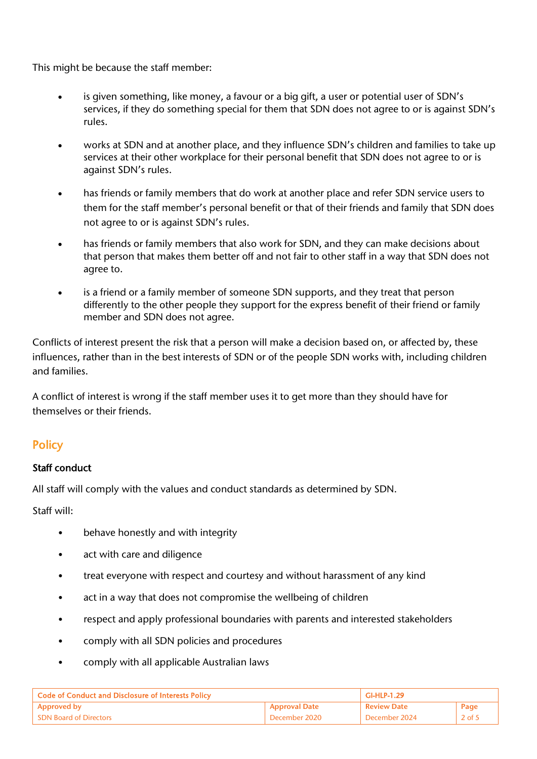This might be because the staff member:

- is given something, like money, a favour or a big gift, a user or potential user of SDN's services, if they do something special for them that SDN does not agree to or is against SDN's rules.
- works at SDN and at another place, and they influence SDN's children and families to take up services at their other workplace for their personal benefit that SDN does not agree to or is against SDN's rules.
- has friends or family members that do work at another place and refer SDN service users to them for the staff member's personal benefit or that of their friends and family that SDN does not agree to or is against SDN's rules.
- has friends or family members that also work for SDN, and they can make decisions about that person that makes them better off and not fair to other staff in a way that SDN does not agree to.
- is a friend or a family member of someone SDN supports, and they treat that person differently to the other people they support for the express benefit of their friend or family member and SDN does not agree.

Conflicts of interest present the risk that a person will make a decision based on, or affected by, these influences, rather than in the best interests of SDN or of the people SDN works with, including children and families.

A conflict of interest is wrong if the staff member uses it to get more than they should have for themselves or their friends.

## Policy

### Staff conduct

All staff will comply with the values and conduct standards as determined by SDN.

Staff will:

- behave honestly and with integrity
- act with care and diligence
- treat everyone with respect and courtesy and without harassment of any kind
- act in a way that does not compromise the wellbeing of children
- respect and apply professional boundaries with parents and interested stakeholders
- comply with all SDN policies and procedures
- comply with all applicable Australian laws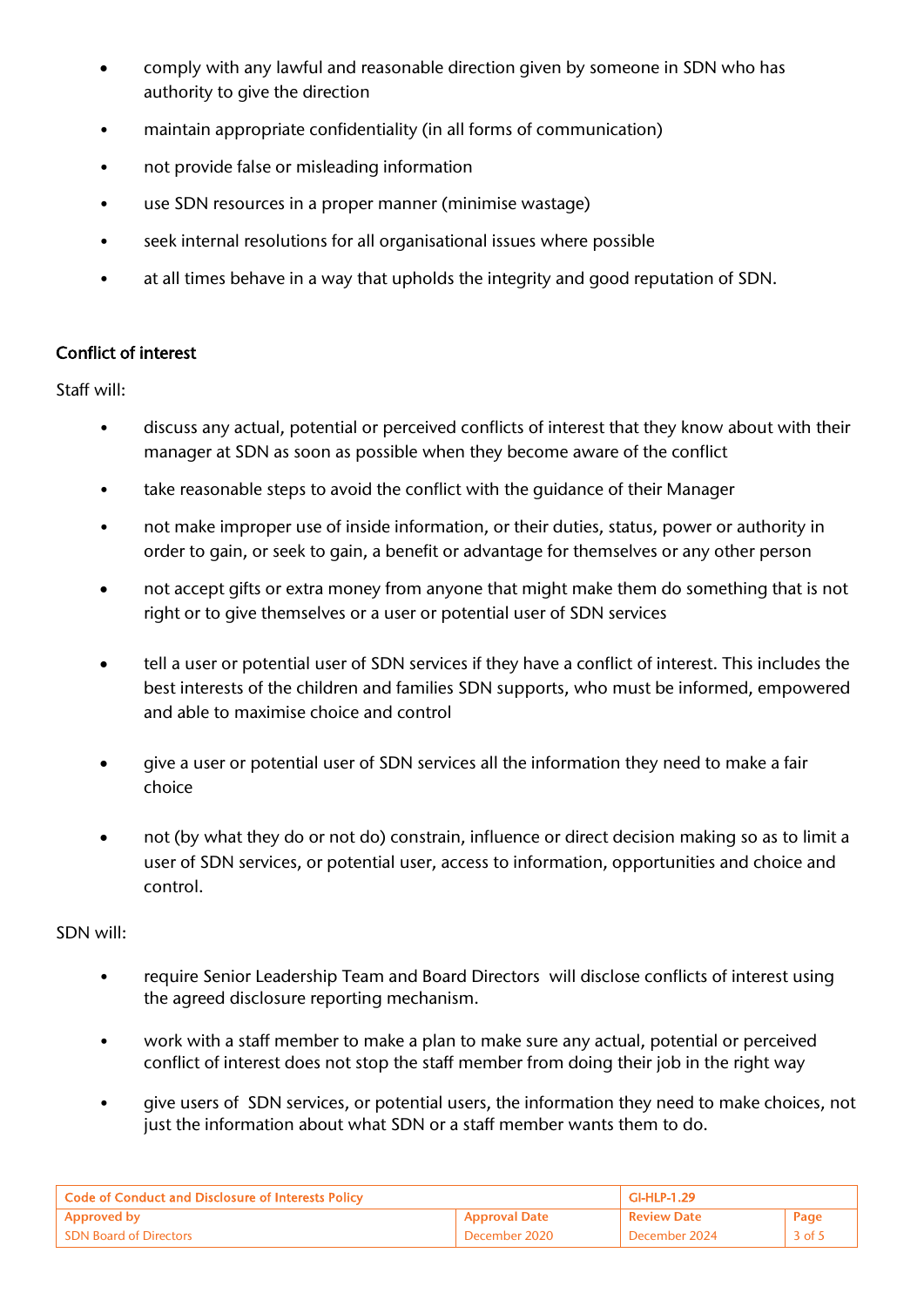- comply with any lawful and reasonable direction given by someone in SDN who has authority to give the direction
- maintain appropriate confidentiality (in all forms of communication)
- not provide false or misleading information
- use SDN resources in a proper manner (minimise wastage)
- seek internal resolutions for all organisational issues where possible
- at all times behave in a way that upholds the integrity and good reputation of SDN.

### Conflict of interest

Staff will:

- discuss any actual, potential or perceived conflicts of interest that they know about with their manager at SDN as soon as possible when they become aware of the conflict
- take reasonable steps to avoid the conflict with the guidance of their Manager
- not make improper use of inside information, or their duties, status, power or authority in order to gain, or seek to gain, a benefit or advantage for themselves or any other person
- not accept gifts or extra money from anyone that might make them do something that is not right or to give themselves or a user or potential user of SDN services
- tell a user or potential user of SDN services if they have a conflict of interest. This includes the best interests of the children and families SDN supports, who must be informed, empowered and able to maximise choice and control
- give a user or potential user of SDN services all the information they need to make a fair choice
- not (by what they do or not do) constrain, influence or direct decision making so as to limit a user of SDN services, or potential user, access to information, opportunities and choice and control.

SDN will:

- require Senior Leadership Team and Board Directors will disclose conflicts of interest using the agreed disclosure reporting mechanism.
- work with a staff member to make a plan to make sure any actual, potential or perceived conflict of interest does not stop the staff member from doing their job in the right way
- give users of SDN services, or potential users, the information they need to make choices, not just the information about what SDN or a staff member wants them to do.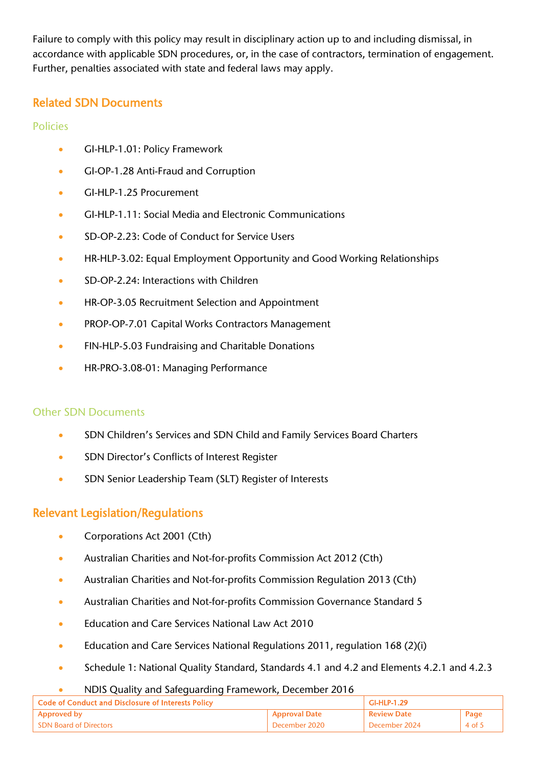Failure to comply with this policy may result in disciplinary action up to and including dismissal, in accordance with applicable SDN procedures, or, in the case of contractors, termination of engagement. Further, penalties associated with state and federal laws may apply.

## Related SDN Documents

### Policies

- GI-HLP-1.01: Policy Framework
- GI-OP-1.28 Anti-Fraud and Corruption
- GI-HLP-1.25 Procurement
- GI-HLP-1.11: Social Media and Electronic Communications
- SD-OP-2.23: Code of Conduct for Service Users
- HR-HLP-3.02: Equal Employment Opportunity and Good Working Relationships
- SD-OP-2.24: Interactions with Children
- HR-OP-3.05 Recruitment Selection and Appointment
- PROP-OP-7.01 Capital Works Contractors Management
- FIN-HLP-5.03 Fundraising and Charitable Donations
- HR-PRO-3.08-01: Managing Performance

### Other SDN Documents

- SDN Children's Services and SDN Child and Family Services Board Charters
- SDN Director's Conflicts of Interest Register
- SDN Senior Leadership Team (SLT) Register of Interests

## Relevant Legislation/Regulations

- Corporations Act 2001 (Cth)
- Australian Charities and Not-for-profits Commission Act 2012 (Cth)
- Australian Charities and Not-for-profits Commission Regulation 2013 (Cth)
- Australian Charities and Not-for-profits Commission Governance Standard 5
- Education and Care Services National Law Act 2010
- Education and Care Services National Regulations 2011, regulation 168 (2)(i)
- Schedule 1: National Quality Standard, Standards 4.1 and 4.2 and Elements 4.2.1 and 4.2.3
- NDIS Quality and Safeguarding Framework, December 2016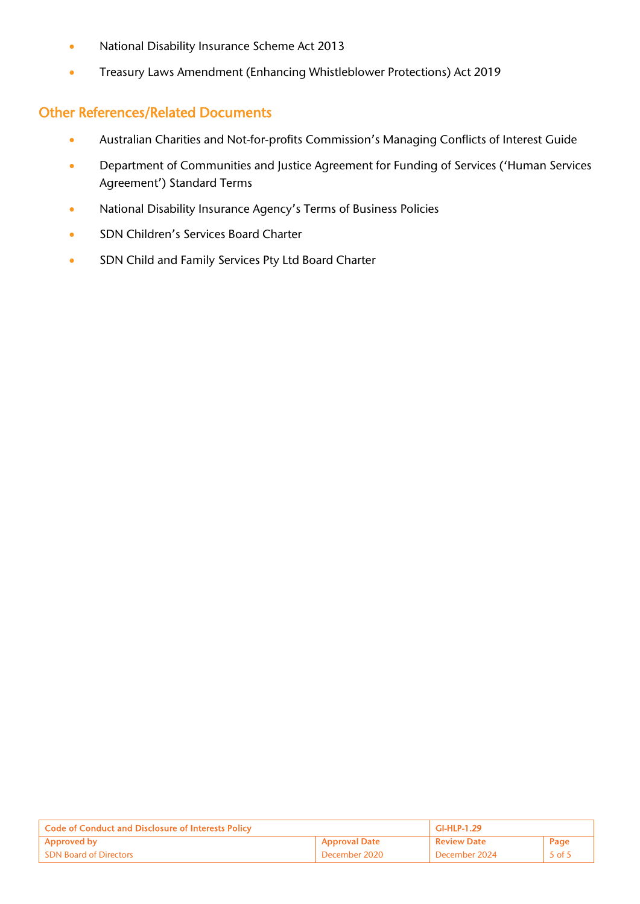- National Disability Insurance Scheme Act 2013
- Treasury Laws Amendment (Enhancing Whistleblower Protections) Act 2019

## Other References/Related Documents

- Australian Charities and Not-for-profits Commission's Managing Conflicts of Interest Guide
- Department of Communities and Justice Agreement for Funding of Services ('Human Services Agreement') Standard Terms
- National Disability Insurance Agency's Terms of Business Policies
- SDN Children's Services Board Charter
- SDN Child and Family Services Pty Ltd Board Charter